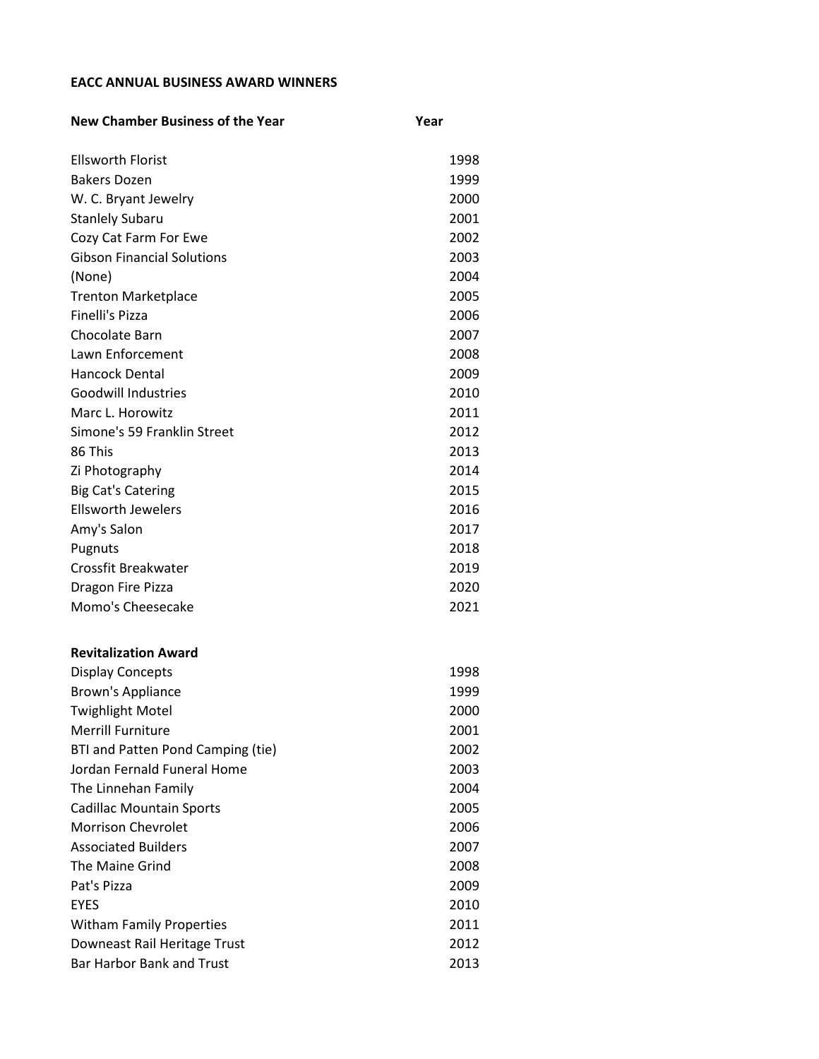**EACC ANNUAL BUSINESS AWARD WINNERS**

| New Chamber Business of the Year | Year |
|---|---|
| Ellsworth Florist | 1998 |
| Bakers Dozen | 1999 |
| W. C. Bryant Jewelry | 2000 |
| Stanlely Subaru | 2001 |
| Cozy Cat Farm For Ewe | 2002 |
| Gibson Financial Solutions | 2003 |
| (None) | 2004 |
| Trenton Marketplace | 2005 |
| Finelli's Pizza | 2006 |
| Chocolate Barn | 2007 |
| Lawn Enforcement | 2008 |
| Hancock Dental | 2009 |
| Goodwill Industries | 2010 |
| Marc L. Horowitz | 2011 |
| Simone's 59 Franklin Street | 2012 |
| 86 This | 2013 |
| Zi Photography | 2014 |
| Big Cat's Catering | 2015 |
| Ellsworth Jewelers | 2016 |
| Amy's Salon | 2017 |
| Pugnuts | 2018 |
| Crossfit Breakwater | 2019 |
| Dragon Fire Pizza | 2020 |
| Momo's Cheesecake | 2021 |

| Revitalization Award | |
|---|---|
| Display Concepts | 1998 |
| Brown's Appliance | 1999 |
| Twighlight Motel | 2000 |
| Merrill Furniture | 2001 |
| BTI and Patten Pond Camping (tie) | 2002 |
| Jordan Fernald Funeral Home | 2003 |
| The Linnehan Family | 2004 |
| Cadillac Mountain Sports | 2005 |
| Morrison Chevrolet | 2006 |
| Associated Builders | 2007 |
| The Maine Grind | 2008 |
| Pat's Pizza | 2009 |
| EYES | 2010 |
| Witham Family Properties | 2011 |
| Downeast Rail Heritage Trust | 2012 |
| Bar Harbor Bank and Trust | 2013 |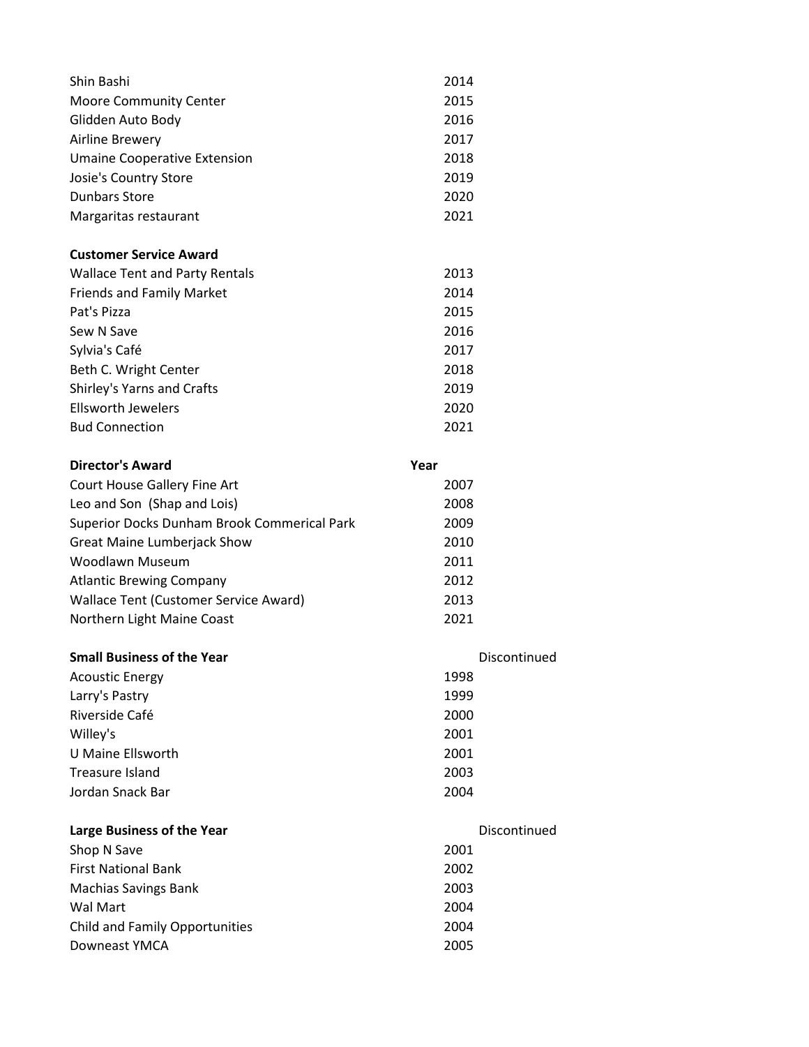| | |
|---|---|
| Shin Bashi | 2014 |
| Moore Community Center | 2015 |
| Glidden Auto Body | 2016 |
| Airline Brewery | 2017 |
| Umaine Cooperative Extension | 2018 |
| Josie's Country Store | 2019 |
| Dunbars Store | 2020 |
| Margaritas restaurant | 2021 |

| **Customer Service Award** | |
|---|---|
| Wallace Tent and Party Rentals | 2013 |
| Friends and Family Market | 2014 |
| Pat's Pizza | 2015 |
| Sew N Save | 2016 |
| Sylvia's Café | 2017 |
| Beth C. Wright Center | 2018 |
| Shirley's Yarns and Crafts | 2019 |
| Ellsworth Jewelers | 2020 |
| Bud Connection | 2021 |

| **Director's Award** | **Year** |
|---|---|
| Court House Gallery Fine Art | 2007 |
| Leo and Son (Shap and Lois) | 2008 |
| Superior Docks Dunham Brook Commerical Park | 2009 |
| Great Maine Lumberjack Show | 2010 |
| Woodlawn Museum | 2011 |
| Atlantic Brewing Company | 2012 |
| Wallace Tent (Customer Service Award) | 2013 |
| Northern Light Maine Coast | 2021 |

| **Small Business of the Year** | | Discontinued |
|---|---|---|
| Acoustic Energy | 1998 | |
| Larry's Pastry | 1999 | |
| Riverside Café | 2000 | |
| Willey's | 2001 | |
| U Maine Ellsworth | 2001 | |
| Treasure Island | 2003 | |
| Jordan Snack Bar | 2004 | |

| **Large Business of the Year** | | Discontinued |
|---|---|---|
| Shop N Save | 2001 | |
| First National Bank | 2002 | |
| Machias Savings Bank | 2003 | |
| Wal Mart | 2004 | |
| Child and Family Opportunities | 2004 | |
| Downeast YMCA | 2005 | |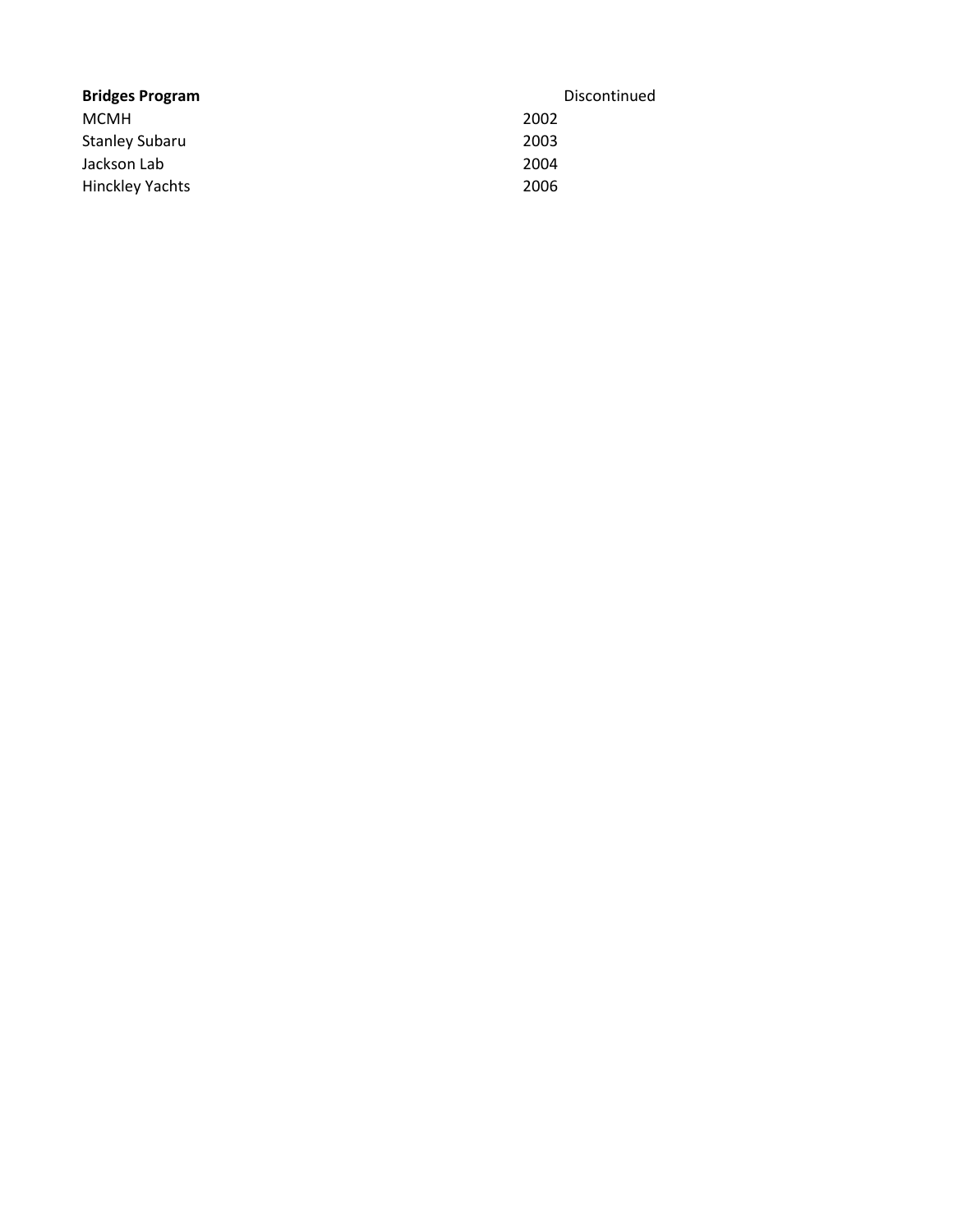| **Bridges Program** | Discontinued |
| --- | --- |
| MCMH | 2002 |
| Stanley Subaru | 2003 |
| Jackson Lab | 2004 |
| Hinckley Yachts | 2006 |